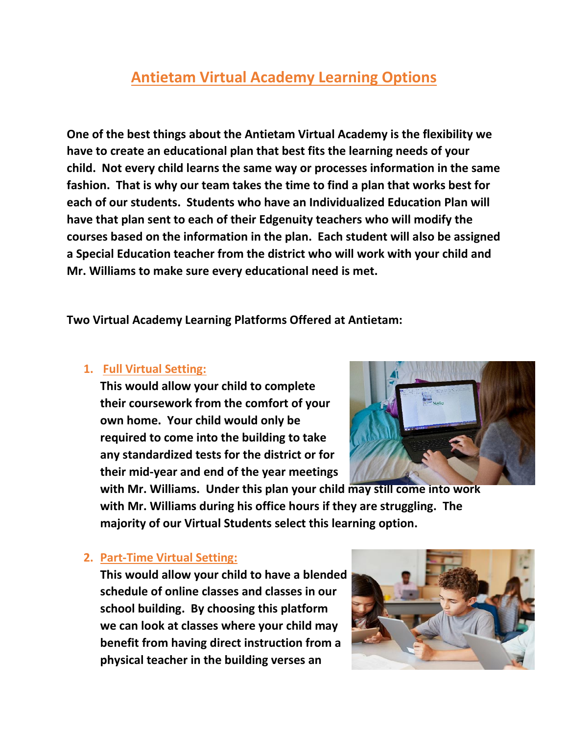# Antietam Virtual Academy Learning Options

**One of the best things about the Antietam Virtual Academy is the flexibility we have to create an educational plan that best fits the learning needs of your child. Not every child learns the same way or processes information in the same fashion. That is why our team takes the time to find a plan that works best for each of our students. Students who have an Individualized Education Plan will have that plan sent to each of their Edgenuity teachers who will modify the courses based on the information in the plan. Each student will also be assigned a Special Education teacher from the district who will work with your child and Mr. Williams to make sure every educational need is met.**

**Two Virtual Academy Learning Platforms Offered at Antietam:**

1. **Full Virtual Setting:**
   **This would allow your child to complete their coursework from the comfort of your own home. Your child would only be required to come into the building to take any standardized tests for the district or for their mid-year and end of the year meetings with Mr. Williams. Under this plan your child may still come into work with Mr. Williams during his office hours if they are struggling. The majority of our Virtual Students select this learning option.**

2. **Part-Time Virtual Setting:**
   **This would allow your child to have a blended schedule of online classes and classes in our school building. By choosing this platform we can look at classes where your child may benefit from having direct instruction from a physical teacher in the building verses an**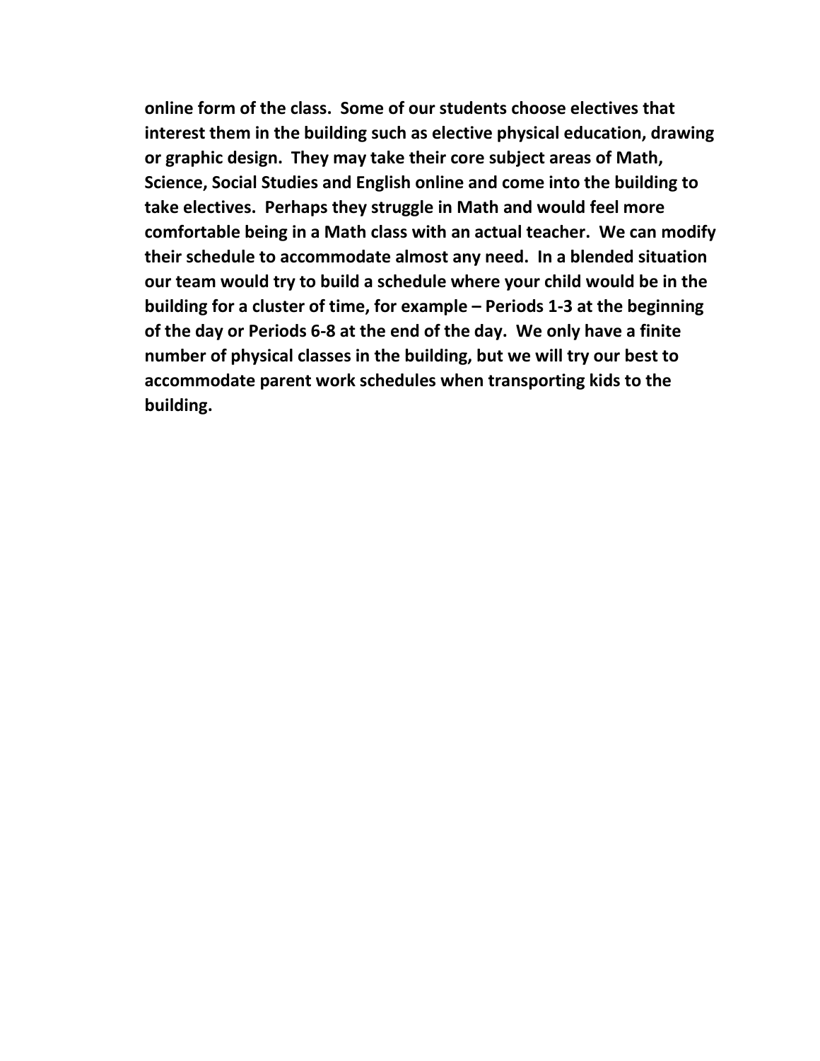**online form of the class. Some of our students choose electives that interest them in the building such as elective physical education, drawing or graphic design. They may take their core subject areas of Math, Science, Social Studies and English online and come into the building to take electives. Perhaps they struggle in Math and would feel more comfortable being in a Math class with an actual teacher. We can modify their schedule to accommodate almost any need. In a blended situation our team would try to build a schedule where your child would be in the building for a cluster of time, for example – Periods 1-3 at the beginning of the day or Periods 6-8 at the end of the day. We only have a finite number of physical classes in the building, but we will try our best to accommodate parent work schedules when transporting kids to the building.**